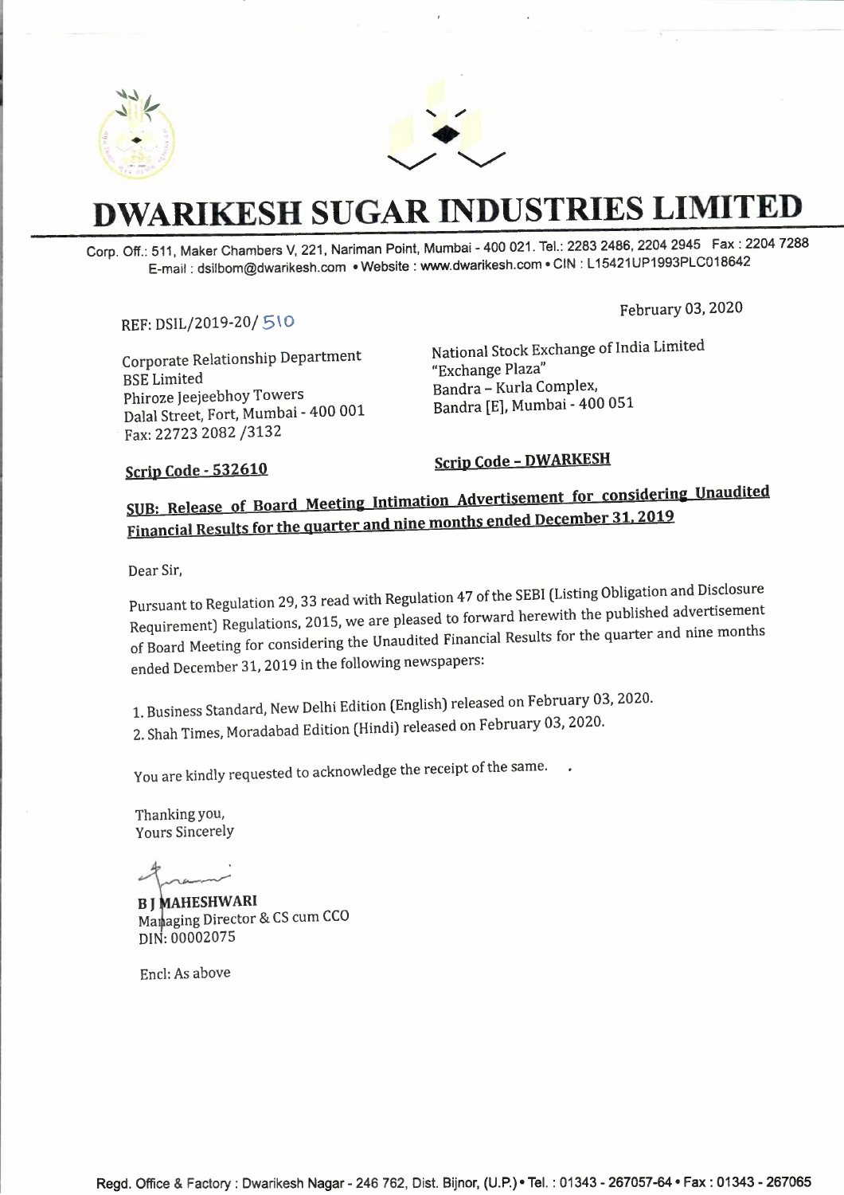# DWARIKESH SUGAR INDUSTRIES LIMITED

Corp. Off.: 511, Maker Chambers V, 221, Nariman Point, Mumbai - 400 021. Tel.: 2283 2486, 2204 2945 Fax : 2204 7288
E-mail : dsilbom@dwarikesh.com • Website : www.dwarikesh.com • CIN : L15421UP1993PLC018642

REF: DSIL/2019-20/ 510

February 03, 2020

Corporate Relationship Department
BSE Limited
Phiroze Jeejeebhoy Towers
Dalal Street, Fort, Mumbai - 400 001
Fax: 22723 2082 /3132

**Scrip Code - 532610**

National Stock Exchange of India Limited
"Exchange Plaza"
Bandra – Kurla Complex,
Bandra [E], Mumbai - 400 051

**Scrip Code – DWARKESH**

**SUB: Release of Board Meeting Intimation Advertisement for considering Unaudited Financial Results for the quarter and nine months ended December 31, 2019**

Dear Sir,

Pursuant to Regulation 29, 33 read with Regulation 47 of the SEBI (Listing Obligation and Disclosure Requirement) Regulations, 2015, we are pleased to forward herewith the published advertisement of Board Meeting for considering the Unaudited Financial Results for the quarter and nine months ended December 31, 2019 in the following newspapers:

1. Business Standard, New Delhi Edition (English) released on February 03, 2020.
2. Shah Times, Moradabad Edition (Hindi) released on February 03, 2020.

You are kindly requested to acknowledge the receipt of the same.

Thanking you,
Yours Sincerely

**B J MAHESHWARI**
Managing Director & CS cum CCO
DIN: 00002075

Encl: As above

Regd. Office & Factory : Dwarikesh Nagar - 246 762, Dist. Bijnor, (U.P.) • Tel. : 01343 - 267057-64 • Fax : 01343 - 267065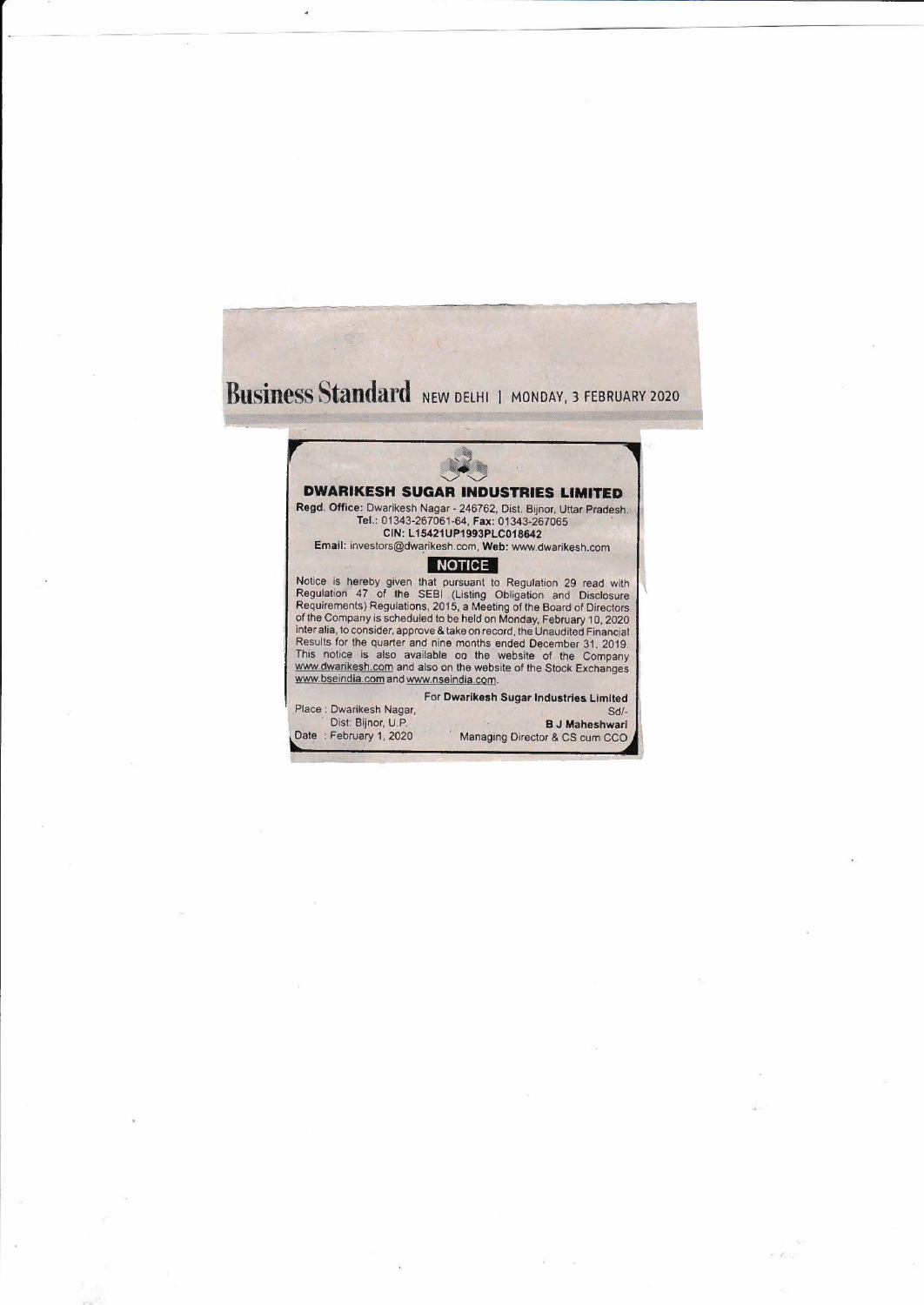**Business Standard** NEW DELHI | MONDAY, 3 FEBRUARY 2020

# DWARIKESH SUGAR INDUSTRIES LIMITED

**Regd. Office:** Dwarikesh Nagar - 246762, Dist. Bijnor, Uttar Pradesh.
**Tel.:** 01343-267061-64, **Fax:** 01343-267065
**CIN: L15421UP1993PLC018642**
**Email:** investors@dwarikesh.com, **Web:** www.dwarikesh.com

## NOTICE

Notice is hereby given that pursuant to Regulation 29 read with Regulation 47 of the SEBI (Listing Obligation and Disclosure Requirements) Regulations, 2015, a Meeting of the Board of Directors of the Company is scheduled to be held on Monday, February 10, 2020 inter alia, to consider, approve & take on record, the Unaudited Financial Results for the quarter and nine months ended December 31, 2019. This notice is also available on the website of the Company www.dwarikesh.com and also on the website of the Stock Exchanges www.bseindia.com and www.nseindia.com.

For **Dwarikesh Sugar Industries Limited**
Sd/-
**B J Maheshwari**
Managing Director & CS cum CCO

Place : Dwarikesh Nagar,
Dist: Bijnor, U.P.
Date : February 1, 2020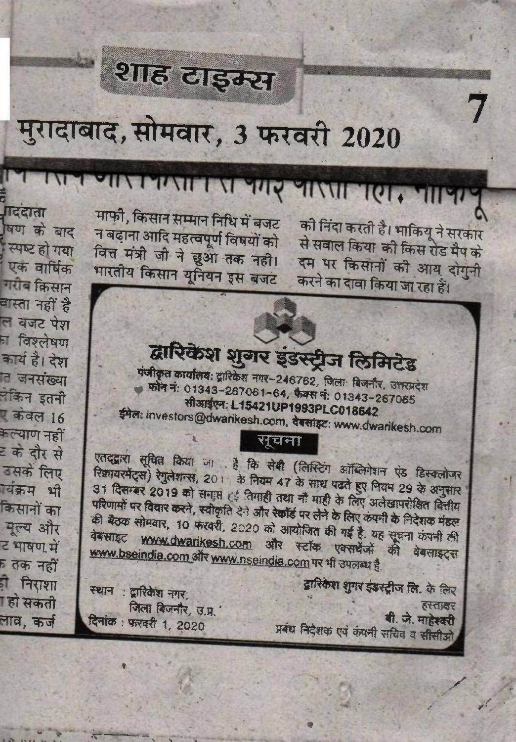# शाह टाइम्स

## मुरादाबाद, सोमवार, 3 फरवरी 2020

ाददाता
षण के बाद
स्पष्ट हो गया
एक वार्षिक
गरीब किसान
वास्ता नहीं है
ल बजट पेश
का विश्लेषण
कार्य है। देश
त जनसंख्या
लेकिन इतनी
र केवल 16
कल्याण नहीं
ट के दौर से
उसके लिए
ार्यक्रम भी
किसानों का
मूल्य और
ट भाषण में
क तक नहीं
ड़ी निराशा
हो सकती
लाव, कर्ज

माफी, किसान सम्मान निधि में बजट न बढ़ाना आदि महत्वपूर्ण विषयों को वित्त मंत्री जी ने छुआ तक नही। भारतीय किसान यूनियन इस बजट की निंदा करती है। भाकियू ने सरकार से सवाल किया की किस रोड मैप के दम पर किसानों की आय दोगुनी करने का दावा किया जा रहा हैं।

## द्वारिकेश शुगर इंडस्ट्रीज लिमिटेड

**पंजीकृत कार्यालय:** द्वारिकेश नगर–246762, जिला: बिजनौर, उत्तरप्रदेश
**फोन नं:** 01343-267061-64, **फैक्स नं:** 01343-267065
**सीआईएन:** L15421UP1993PLC018642
**ईमेल:** investors@dwarikesh.com, **वेबसाइट:** www.dwarikesh.com

### सूचना

एतद्द्वारा सूचित किया जा है कि सेबी (लिस्टिंग ऑब्लिगेशन एंड डिस्क्लोजर रिक्वायरमेंट्स) रेगुलेशन्स, 201 के नियम 47 के साथ पढते हुए नियम 29 के अनुसार 31 दिसम्बर 2019 को समाप्त हुई तिमाही तथा नौ माही के लिए अलेखापरीक्षित वित्तीय परिणामों पर विचार करने, स्वीकृति देने और रेकॉर्ड पर लेने के लिए कंपनी के निदेशक मंडल की बैठक सोमवार, 10 फरवरी, 2020 को आयोजित की गई है. यह सूचना कंपनी की वेबसाइट www.dwarikesh.com और स्टॉक एक्सचेंजों की वेबसाइट्स www.bseindia.com और www.nseindia.com पर भी उपलब्ध है.

स्थान : द्वारिकेश नगर,
जिला बिजनौर, उ.प्र.
दिनांक : फरवरी 1, 2020

द्वारिकेश शुगर इंडस्ट्रीज लि. के लिए
हस्ताक्षर
**बी. जे. माहेश्वरी**
प्रबंध निदेशक एवं कंपनी सचिव व सीसीओ